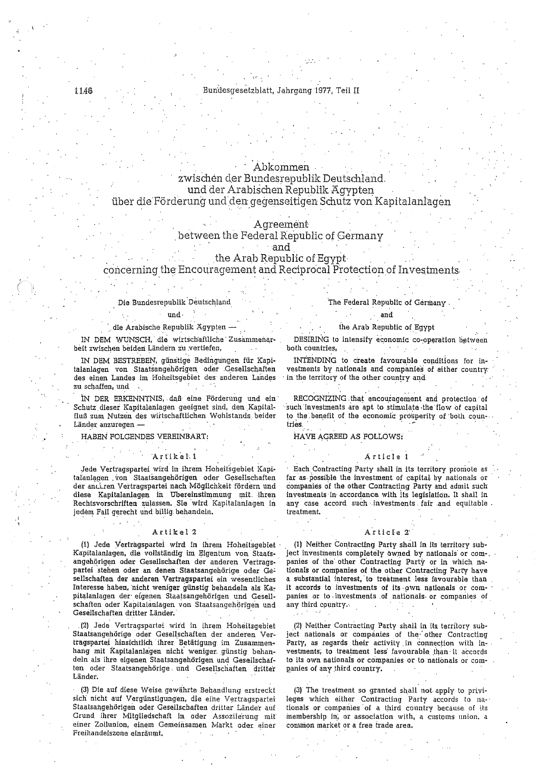# Abkommen zwischen der Bundesrepublik Deutschland und der Arabischen Republik Ägypten über die Förderung und den gegenseitigen Schutz von Kapitalanlagen

# Agreement between the Federal Republic of Germany and the Arab Republic of Egypt concerning the Encouragement and Reciprocal Protection of Investments

Die Bundesrepublik Deutschland

und

die Arabische Republik Ägypten —

IN DEM WUNSCH, die wirtschaftliche Zusammenarbeit zwischen beiden Ländern zu vertiefen,

IN DEM BESTREBEN, günstige Bedingungen für Kapitalanlagen von Staatsangehörigen oder Gesellschaften des einen Landes im Hoheitsgebiet des anderen Landes zu schaffen, und

IN DER ERKENNTNIS, daß eine Förderung und ein Schutz dieser Kapitalanlagen geeignet sind, den Kapitalfluß zum Nutzen des wirtschaftlichen Wohlstands beider Länder anzuregen —

HABEN FOLGENDES VEREINBART:

### Artikel 1

Jede Vertragspartei wird in ihrem Hoheitsgebiet Kapitalanlagen von Staatsangehörigen oder Gesellschaften der anderen Vertragspartei nach Möglichkeit fördern und diese Kapitalanlagen in Übereinstimmung mit ihren Rechtsvorschriften zulassen. Sie wird Kapitalanlagen in jedem Fall gerecht und billig behandeln.

### Artikel 2

(1) Jede Vertragspartei wird in ihrem Hoheitsgebiet Kapitalanlagen, die vollständig im Eigentum von Staatsangehörigen oder Gesellschaften der anderen Vertragspartei stehen oder an denen Staatsangehörige oder Gesellschaften der anderen Vertragspartei ein wesentliches Interesse haben, nicht weniger günstig behandeln als Kapitalanlagen der eigenen Staatsangehörigen und Gesellschaften oder Kapitalanlagen von Staatsangehörigen und Gesellschaften dritter Länder.

(2) Jede Vertragspartei wird in ihrem Hoheitsgebiet Staatsangehörige oder Gesellschaften der anderen Vertragspartei hinsichtlich ihrer Betätigung im Zusammenhang mit Kapitalanlagen nicht weniger günstig behandeln als ihre eigenen Staatsangehörigen und Gesellschaften oder Staatsangehörige und Gesellschaften dritter Länder.

(3) Die auf diese Weise gewährte Behandlung erstreckt sich nicht auf Vergünstigungen, die eine Vertragspartei Staatsangehörigen oder Gesellschaften dritter Länder auf Grund ihrer Mitgliedschaft in oder Assoziierung mit einer Zollunion, einem Gemeinsamen Markt oder einer Freihandelszone einräumt.

The Federal Republic of Germany

and

the Arab Republic of Egypt

DESIRING to intensify economic co-operation between both countries,

INTENDING to create favourable conditions for investments by nationals and companies of either country in the territory of the other country and

RECOGNIZING that encouragement and protection of such investments are apt to stimulate the flow of capital to the benefit of the economic prosperity of both countries.

HAVE AGREED AS FOLLOWS:

### Article 1

Each Contracting Party shall in its territory promote as far as possible the investment of capital by nationals or companies of the other Contracting Party and admit such investments in accordance with its legislation. It shall in any case accord such investments fair and equitable treatment.

### Article 2

(1) Neither Contracting Party shall in its territory subject investments completely owned by nationals or companies of the other Contracting Party or in which nationals or companies of the other Contracting Party have a substantial interest, to treatment less favourable than it accords to investments of its own nationals or companies or to investments of nationals or companies of any third country.

(2) Neither Contracting Party shall in its territory subject nationals or companies of the other Contracting Party, as regards their activity in connection with investments, to treatment less favourable than it accords to its own nationals or companies or to nationals or companies of any third country.

(3) The treatment so granted shall not apply to privileges which either Contracting Party accords to nationals or companies of a third country because of its membership in, or association with, a customs union, a common market or a free trade area.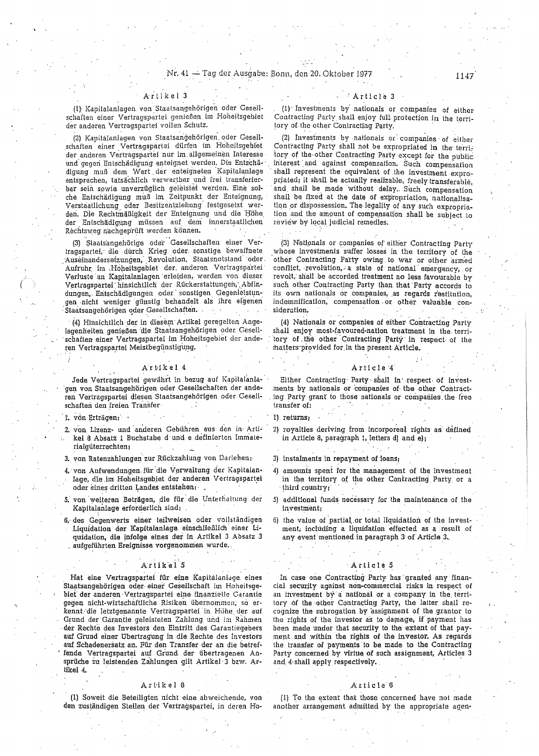## Artikel 3

(1) Kapitalanlagen von Staatsangehörigen oder Gesellschaften einer Vertragspartei genießen im Hoheitsgebiet der anderen Vertragspartei vollen Schutz.

(2) Kapitalanlagen von Staatsangehörigen oder Gesellschaften einer Vertragspartei dürfen im Hoheitsgebiet der anderen Vertragspartei nur im allgemeinen Interesse und gegen Entschädigung enteignet werden. Die Entschädigung muß dem Wert der enteigneten Kapitalanlage entsprechen, tatsächlich verwertbar und frei transferierbar sein sowie unverzüglich geleistet werden. Eine solche Entschädigung muß im Zeitpunkt der Enteignung, Verstaatlichung oder Besitzentziehung festgesetzt werden. Die Rechtmäßigkeit der Enteignung und die Höhe der Entschädigung müssen auf dem innerstaatlichen Rechtsweg nachgeprüft werden können.

(3) Staatsangehörige oder Gesellschaften einer Vertragspartei, die durch Krieg oder sonstige bewaffnete Auseinandersetzungen, Revolution, Staatsnotstand oder Aufruhr im Hoheitsgebiet der anderen Vertragspartei Verluste an Kapitalanlagen erleiden, werden von dieser Vertragspartei hinsichtlich der Rückerstattungen, Abfindungen, Entschädigungen oder sonstigen Gegenleistungen nicht weniger günstig behandelt als ihre eigenen Staatsangehörigen oder Gesellschaften.

(4) Hinsichtlich der in diesem Artikel geregelten Angelegenheiten genießen die Staatsangehörigen oder Gesellschaften einer Vertragspartei im Hoheitsgebiet der anderen Vertragspartei Meistbegünstigung.

## Artikel 4

Jede Vertragspartei gewährt in bezug auf Kapitalanlagen von Staatsangehörigen oder Gesellschaften der anderen Vertragspartei diesen Staatsangehörigen oder Gesellschaften den freien Transfer

1. von Erträgen;
2. von Lizenz- und anderen Gebühren aus den in Artikel 8 Absatz 1 Buchstabe d und e definierten Immaterialgüterrechten;
3. von Ratenzahlungen zur Rückzahlung von Darlehen;
4. von Aufwendungen für die Verwaltung der Kapitalanlage, die im Hoheitsgebiet der anderen Vertragspartei oder eines dritten Landes entstehen;
5. von weiteren Beträgen, die für die Unterhaltung der Kapitalanlage erforderlich sind;
6. des Gegenwerts einer teilweisen oder vollständigen Liquidation der Kapitalanlage einschließlich einer Liquidation, die infolge eines der in Artikel 3 Absatz 3 aufgeführten Ereignisse vorgenommen wurde.

## Artikel 5

Hat eine Vertragspartei für eine Kapitalanlage eines Staatsangehörigen oder einer Gesellschaft im Hoheitsgebiet der anderen Vertragspartei eine finanzielle Garantie gegen nicht-wirtschaftliche Risiken übernommen, so erkennt die letztgenannte Vertragspartei in Höhe der auf Grund der Garantie geleisteten Zahlung und im Rahmen der Rechte des Investors den Eintritt des Garantiegebers auf Grund einer Übertragung in die Rechte des Investors auf Schadenersatz an. Für den Transfer der an die betreffende Vertragspartei auf Grund der übertragenen Ansprüche zu leistenden Zahlungen gilt Artikel 3 bzw. Artikel 4.

## Artikel 6

(1) Soweit die Beteiligten nicht eine abweichende, von den zuständigen Stellen der Vertragspartei, in deren Ho-

## Article 3

(1) Investments by nationals or companies of either Contracting Party shall enjoy full protection in the territory of the other Contracting Party.

(2) Investments by nationals or companies of either Contracting Party shall not be expropriated in the territory of the other Contracting Party except for the public interest and against compensation. Such compensation shall represent the equivalent of the investment expropriated; it shall be actually realizable, freely transferable, and shall be made without delay. Such compensation shall be fixed at the date of expropriation, nationalisation or dispossession. The legality of any such expropriation and the amount of compensation shall be subject to review by local judicial remedies.

(3) Nationals or companies of either Contracting Party whose investments suffer losses in the territory of the other Contracting Party owing to war or other armed conflict, revolution, a state of national emergency, or revolt, shall be accorded treatment no less favourable by such other Contracting Party than that Party accords to its own nationals or companies, as regards restitution, indemnification, compensation or other valuable consideration.

(4) Nationals or companies of either Contracting Party shall enjoy most-favoured-nation treatment in the territory of the other Contracting Party in respect of the matters provided for in the present Article.

## Article 4

Either Contracting Party shall in respect of investments by nationals or companies of the other Contracting Party grant to those nationals or companies the free transfer of:

1) returns;
2) royalties deriving from incorporeal rights as defined in Article 8, paragraph 1, letters d) and e);
3) instalments in repayment of loans;
4) amounts spent for the management of the investment in the territory of the other Contracting Party or a third country;
5) additional funds necessary for the maintenance of the investment;
6) the value of partial or total liquidation of the investment, including a liquidation effected as a result of any event mentioned in paragraph 3 of Article 3.

## Article 5

In case one Contracting Party has granted any financial security against non-commercial risks in respect of an investment by a national or a company in the territory of the other Contracting Party, the latter shall recognize the subrogation by assignment of the grantor to the rights of the investor as to damage, if payment has been made under that security to the extent of that payment and within the rights of the investor. As regards the transfer of payments to be made to the Contracting Party concerned by virtue of such assignment, Articles 3 and 4 shall apply respectively.

## Article 6

(1) To the extent that those concerned have not made another arrangement admitted by the appropriate agen-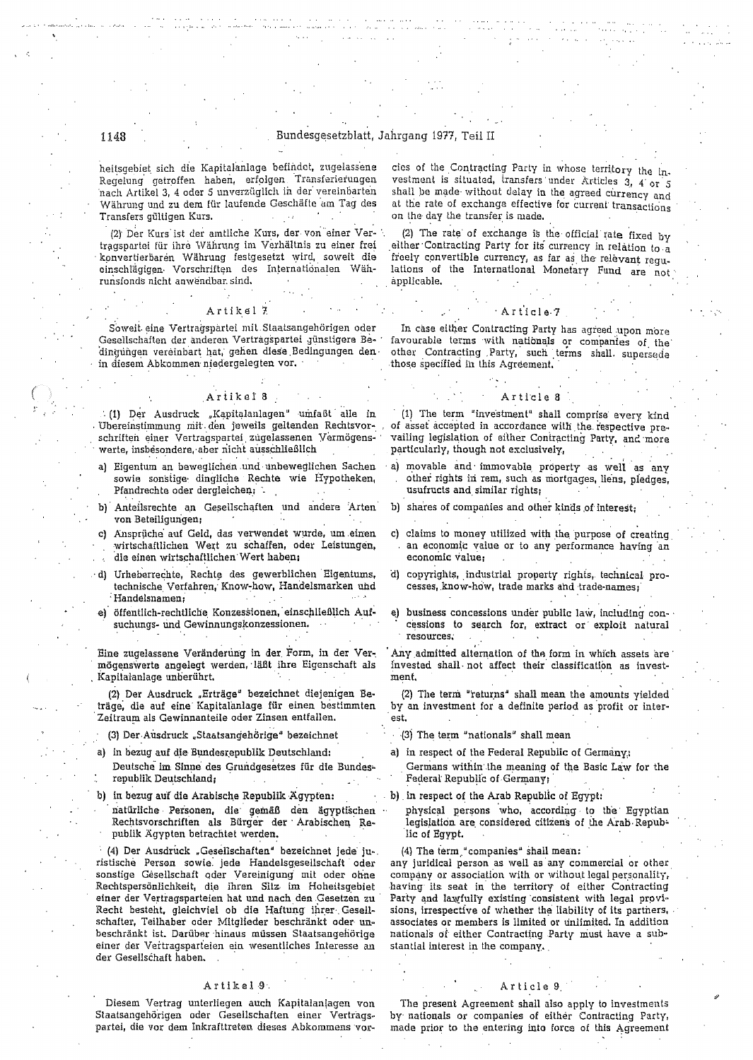heitsgebiet sich die Kapitalanlage befindet, zugelassene Regelung getroffen haben, erfolgen Transferierungen nach Artikel 3, 4 oder 5 unverzüglich in der vereinbarten Währung und zu dem für laufende Geschäfte am Tag des Transfers gültigen Kurs.

(2) Der Kurs ist der amtliche Kurs, der von einer Vertragspartei für ihre Währung im Verhältnis zu einer frei konvertierbaren Währung festgesetzt wird, soweit die einschlägigen Vorschriften des Internationalen Währungsfonds nicht anwendbar sind.

### Artikel 7

Soweit eine Vertragspartei mit Staatsangehörigen oder Gesellschaften der anderen Vertragspartei günstigere Bedingungen vereinbart hat, gehen diese Bedingungen den in diesem Abkommen niedergelegten vor.

### Artikel 8

(1) Der Ausdruck „Kapitalanlagen" umfaßt alle in Übereinstimmung mit den jeweils geltenden Rechtsvorschriften einer Vertragspartei zugelassenen Vermögenswerte, insbesondere, aber nicht ausschließlich

a) Eigentum an beweglichen und unbeweglichen Sachen sowie sonstige dingliche Rechte wie Hypotheken, Pfandrechte oder dergleichen;

b) Anteilsrechte an Gesellschaften und andere Arten von Beteiligungen;

c) Ansprüche auf Geld, das verwendet wurde, um einen wirtschaftlichen Wert zu schaffen, oder Leistungen, die einen wirtschaftlichen Wert haben;

d) Urheberrechte, Rechte des gewerblichen Eigentums, technische Verfahren, Know-how, Handelsmarken und Handelsnamen;

e) öffentlich-rechtliche Konzessionen, einschließlich Aufsuchungs- und Gewinnungskonzessionen.

Eine zugelassene Veränderung in der Form, in der Vermögenswerte angelegt werden, läßt ihre Eigenschaft als Kapitalanlage unberührt.

(2) Der Ausdruck „Erträge" bezeichnet diejenigen Beträge, die auf eine Kapitalanlage für einen bestimmten Zeitraum als Gewinnanteile oder Zinsen entfallen.

(3) Der Ausdruck „Staatsangehörige" bezeichnet

a) in bezug auf die Bundesrepublik Deutschland: Deutsche im Sinne des Grundgesetzes für die Bundesrepublik Deutschland;

b) in bezug auf die Arabische Republik Ägypten: natürliche Personen, die gemäß den ägyptischen Rechtsvorschriften als Bürger der Arabischen Republik Ägypten betrachtet werden.

(4) Der Ausdruck „Gesellschaften" bezeichnet jede juristische Person sowie jede Handelsgesellschaft oder sonstige Gesellschaft oder Vereinigung mit oder ohne Rechtspersönlichkeit, die ihren Sitz im Hoheitsgebiet einer der Vertragsparteien hat und nach den Gesetzen zu Recht besteht, gleichviel ob die Haftung ihrer Gesellschafter, Teilhaber oder Mitglieder beschränkt oder unbeschränkt ist. Darüber hinaus müssen Staatsangehörige einer der Vertragsparteien ein wesentliches Interesse an der Gesellschaft haben.

### Artikel 9

Diesem Vertrag unterliegen auch Kapitalanlagen von Staatsangehörigen oder Gesellschaften einer Vertragspartei, die vor dem Inkrafttreten dieses Abkommens vor-

cies of the Contracting Party in whose territory the investment is situated, transfers under Articles 3, 4 or 5 shall be made without delay in the agreed currency and at the rate of exchange effective for current transactions on the day the transfer is made.

(2) The rate of exchange is the official rate fixed by either Contracting Party for its currency in relation to a freely convertible currency, as far as the relevant regulations of the International Monetary Fund are not applicable.

### Article 7

In case either Contracting Party has agreed upon more favourable terms with nationals or companies of the other Contracting Party, such terms shall supersede those specified in this Agreement.

### Article 8

(1) The term "investment" shall comprise every kind of asset accepted in accordance with the respective prevailing legislation of either Contracting Party, and more particularly, though not exclusively,

a) movable and immovable property as well as any other rights in rem, such as mortgages, liens, pledges, usufructs and similar rights;

b) shares of companies and other kinds of interest;

c) claims to money utilized with the purpose of creating an economic value or to any performance having an economic value;

d) copyrights, industrial property rights, technical processes, know-how, trade marks and trade-names;

e) business concessions under public law, including concessions to search for, extract or exploit natural resources.

Any admitted alternation of the form in which assets are invested shall not affect their classification as investment.

(2) The term "returns" shall mean the amounts yielded by an investment for a definite period as profit or interest.

(3) The term "nationals" shall mean

a) in respect of the Federal Republic of Germany: Germans within the meaning of the Basic Law for the Federal Republic of Germany;

b) in respect of the Arab Republic of Egypt: physical persons who, according to the Egyptian legislation are considered citizens of the Arab Republic of Egypt.

(4) The term "companies" shall mean: any juridical person as well as any commercial or other company or association with or without legal personality, having its seat in the territory of either Contracting Party and lawfully existing consistent with legal provisions, irrespective of whether the liability of its partners, associates or members is limited or unlimited. In addition nationals of either Contracting Party must have a substantial interest in the company.

### Article 9

The present Agreement shall also apply to investments by nationals or companies of either Contracting Party, made prior to the entering into force of this Agreement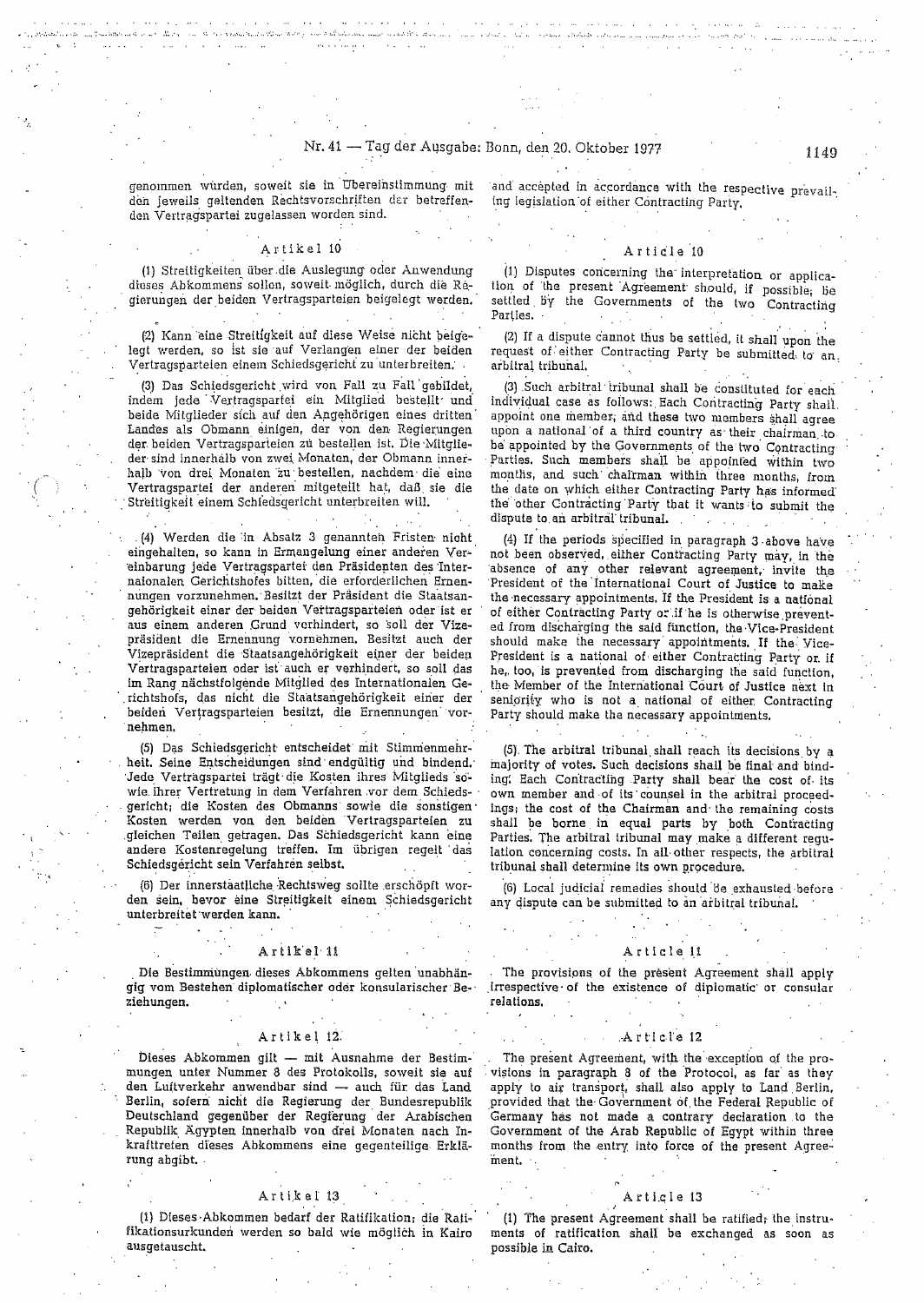genommen würden, soweit sie in Übereinstimmung mit den jeweils geltenden Rechtsvorschriften der betreffenden Vertragspartei zugelassen worden sind.

### Artikel 10

(1) Streitigkeiten über die Auslegung oder Anwendung dieses Abkommens sollen, soweit möglich, durch die Regierungen der beiden Vertragsparteien beigelegt werden.

(2) Kann eine Streitigkeit auf diese Weise nicht beigelegt werden, so ist sie auf Verlangen einer der beiden Vertragsparteien einem Schiedsgericht zu unterbreiten.

(3) Das Schiedsgericht wird von Fall zu Fall gebildet, indem jede Vertragspartei ein Mitglied bestellt und beide Mitglieder sich auf den Angehörigen eines dritten Landes als Obmann einigen, der von den Regierungen der beiden Vertragsparteien zu bestellen ist. Die Mitglieder sind innerhalb von zwei Monaten, der Obmann innerhalb von drei Monaten zu bestellen, nachdem die eine Vertragspartei der anderen mitgeteilt hat, daß sie die Streitigkeit einem Schiedsgericht unterbreiten will.

(4) Werden die in Absatz 3 genannten Fristen nicht eingehalten, so kann in Ermangelung einer anderen Vereinbarung jede Vertragspartei den Präsidenten des Internationalen Gerichtshofes bitten, die erforderlichen Ernennungen vorzunehmen. Besitzt der Präsident die Staatsangehörigkeit einer der beiden Vertragsparteien oder ist er aus einem anderen Grund verhindert, so soll der Vizepräsident die Ernennung vornehmen. Besitzt auch der Vizepräsident die Staatsangehörigkeit einer der beiden Vertragsparteien oder ist auch er verhindert, so soll das im Rang nächstfolgende Mitglied des Internationalen Gerichtshofs, das nicht die Staatsangehörigkeit einer der beiden Vertragsparteien besitzt, die Ernennungen vornehmen.

(5) Das Schiedsgericht entscheidet mit Stimmenmehrheit. Seine Entscheidungen sind endgültig und bindend. Jede Vertragspartei trägt die Kosten ihres Mitglieds sowie ihrer Vertretung in dem Verfahren vor dem Schiedsgericht; die Kosten des Obmanns sowie die sonstigen Kosten werden von den beiden Vertragsparteien zu gleichen Teilen getragen. Das Schiedsgericht kann eine andere Kostenregelung treffen. Im übrigen regelt das Schiedsgericht sein Verfahren selbst.

(6) Der innerstaatliche Rechtsweg sollte erschöpft worden sein, bevor eine Streitigkeit einem Schiedsgericht unterbreitet werden kann.

### Artikel 11

Die Bestimmungen dieses Abkommens gelten unabhängig vom Bestehen diplomatischer oder konsularischer Beziehungen.

### Artikel 12

Dieses Abkommen gilt — mit Ausnahme der Bestimmungen unter Nummer 8 des Protokolls, soweit sie auf den Luftverkehr anwendbar sind — auch für das Land Berlin, sofern nicht die Regierung der Bundesrepublik Deutschland gegenüber der Regierung der Arabischen Republik Ägypten innerhalb von drei Monaten nach Inkrafttreten dieses Abkommens eine gegenteilige Erklärung abgibt.

### Artikel 13

(1) Dieses Abkommen bedarf der Ratifikation; die Ratifikationsurkunden werden so bald wie möglich in Kairo ausgetauscht.

---

and accepted in accordance with the respective prevailing legislation of either Contracting Party.

### Article 10

(1) Disputes concerning the interpretation or application of the present Agreement should, if possible, be settled by the Governments of the two Contracting Parties.

(2) If a dispute cannot thus be settled, it shall upon the request of either Contracting Party be submitted to an arbitral tribunal.

(3) Such arbitral tribunal shall be constituted for each individual case as follows: Each Contracting Party shall appoint one member, and these two members shall agree upon a national of a third country as their chairman to be appointed by the Governments of the two Contracting Parties. Such members shall be appointed within two months, and such chairman within three months, from the date on which either Contracting Party has informed the other Contracting Party that it wants to submit the dispute to an arbitral tribunal.

(4) If the periods specified in paragraph 3 above have not been observed, either Contracting Party may, in the absence of any other relevant agreement, invite the President of the International Court of Justice to make the necessary appointments. If the President is a national of either Contracting Party or if he is otherwise prevented from discharging the said function, the Vice-President should make the necessary appointments. If the Vice-President is a national of either Contracting Party or if he, too, is prevented from discharging the said function, the Member of the International Court of Justice next in seniority who is not a national of either Contracting Party should make the necessary appointments.

(5) The arbitral tribunal shall reach its decisions by a majority of votes. Such decisions shall be final and binding. Each Contracting Party shall bear the cost of its own member and of its counsel in the arbitral proceedings; the cost of the Chairman and the remaining costs shall be borne in equal parts by both Contracting Parties. The arbitral tribunal may make a different regulation concerning costs. In all other respects, the arbitral tribunal shall determine its own procedure.

(6) Local judicial remedies should be exhausted before any dispute can be submitted to an arbitral tribunal.

### Article 11

The provisions of the present Agreement shall apply irrespective of the existence of diplomatic or consular relations.

### Article 12

The present Agreement, with the exception of the provisions in paragraph 8 of the Protocol, as far as they apply to air transport, shall also apply to Land Berlin, provided that the Government of the Federal Republic of Germany has not made a contrary declaration to the Government of the Arab Republic of Egypt within three months from the entry into force of the present Agreement.

### Article 13

(1) The present Agreement shall be ratified; the instruments of ratification shall be exchanged as soon as possible in Cairo.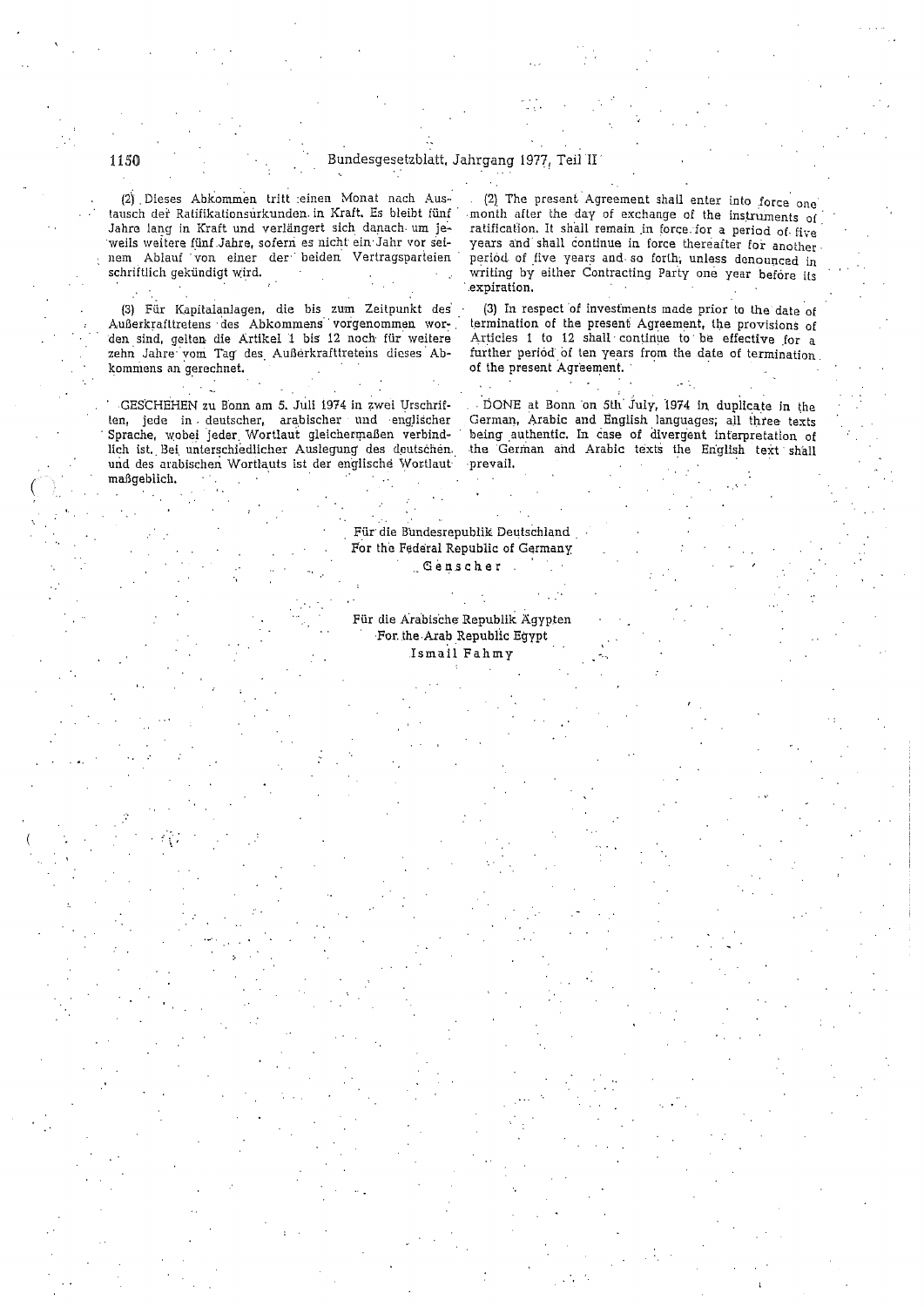(2) Dieses Abkommen tritt einen Monat nach Austausch der Ratifikationsurkunden in Kraft. Es bleibt fünf Jahre lang in Kraft und verlängert sich danach um jeweils weitere fünf Jahre, sofern es nicht ein Jahr vor seinem Ablauf von einer der beiden Vertragsparteien schriftlich gekündigt wird.

(3) Für Kapitalanlagen, die bis zum Zeitpunkt des Außerkrafttretens des Abkommens vorgenommen worden sind, gelten die Artikel 1 bis 12 noch für weitere zehn Jahre vom Tag des Außerkrafttretens dieses Abkommens an gerechnet.

GESCHEHEN zu Bonn am 5. Juli 1974 in zwei Urschriften, jede in deutscher, arabischer und englischer Sprache, wobei jeder Wortlaut gleichermaßen verbindlich ist. Bei unterschiedlicher Auslegung des deutschen und des arabischen Wortlauts ist der englische Wortlaut maßgeblich.

(2) The present Agreement shall enter into force one month after the day of exchange of the instruments of ratification. It shall remain in force for a period of five years and shall continue in force thereafter for another period of five years and so forth, unless denounced in writing by either Contracting Party one year before its expiration.

(3) In respect of investments made prior to the date of termination of the present Agreement, the provisions of Articles 1 to 12 shall continue to be effective for a further period of ten years from the date of termination of the present Agreement.

DONE at Bonn on 5th July, 1974 in duplicate in the German, Arabic and English languages; all three texts being authentic. In case of divergent interpretation of the German and Arabic texts the English text shall prevail.

Für die Bundesrepublik Deutschland
For the Federal Republic of Germany
Genscher

Für die Arabische Republik Ägypten
For the Arab Republic Egypt
Ismail Fahmy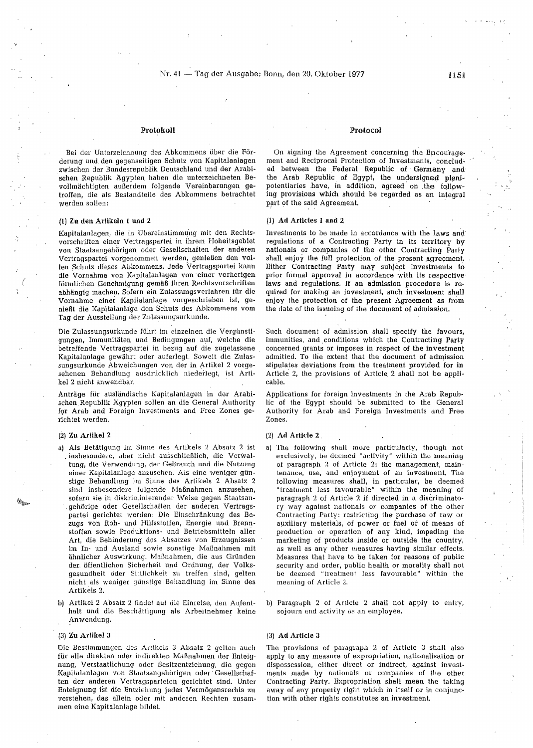## Protokoll

Bei der Unterzeichnung des Abkommens über die Förderung und den gegenseitigen Schutz von Kapitalanlagen zwischen der Bundesrepublik Deutschland und der Arabischen Republik Ägypten haben die unterzeichneten Bevollmächtigten außerdem folgende Vereinbarungen getroffen, die als Bestandteile des Abkommens betrachtet werden sollen:

**(1) Zu den Artikeln 1 und 2**

Kapitalanlagen, die in Übereinstimmung mit den Rechtsvorschriften einer Vertragspartei in ihrem Hoheitsgebiet von Staatsangehörigen oder Gesellschaften der anderen Vertragspartei vorgenommen werden, genießen den vollen Schutz dieses Abkommens. Jede Vertragspartei kann die Vornahme von Kapitalanlagen von einer vorherigen förmlichen Genehmigung gemäß ihren Rechtsvorschriften abhängig machen. Sofern ein Zulassungsverfahren für die Vornahme einer Kapitalanlage vorgeschrieben ist, genießt die Kapitalanlage den Schutz des Abkommens vom Tag der Ausstellung der Zulassungsurkunde.

Die Zulassungsurkunde führt im einzelnen die Vergünstigungen, Immunitäten und Bedingungen auf, welche die betreffende Vertragspartei in bezug auf die zugelassene Kapitalanlage gewährt oder auferlegt. Soweit die Zulassungsurkunde Abweichungen von der in Artikel 2 vorgesehenen Behandlung ausdrücklich niederlegt, ist Artikel 2 nicht anwendbar.

Anträge für ausländische Kapitalanlagen in der Arabischen Republik Ägypten sollen an die General Authority for Arab and Foreign Investments and Free Zones gerichtet werden.

**(2) Zu Artikel 2**

a) Als Betätigung im Sinne des Artikels 2 Absatz 2 ist insbesondere, aber nicht ausschließlich, die Verwaltung, die Verwendung, der Gebrauch und die Nutzung einer Kapitalanlage anzusehen. Als eine weniger günstige Behandlung im Sinne des Artikels 2 Absatz 2 sind insbesondere folgende Maßnahmen anzusehen, sofern sie in diskriminierender Weise gegen Staatsangehörige oder Gesellschaften der anderen Vertragspartei gerichtet werden: Die Einschränkung des Bezugs von Roh- und Hilfsstoffen, Energie und Brennstoffen sowie Produktions- und Betriebsmitteln aller Art, die Behinderung des Absatzes von Erzeugnissen im In- und Ausland sowie sonstige Maßnahmen mit ähnlicher Auswirkung. Maßnahmen, die aus Gründen der öffentlichen Sicherheit und Ordnung, der Volksgesundheit oder Sittlichkeit zu treffen sind, gelten nicht als weniger günstige Behandlung im Sinne des Artikels 2.

b) Artikel 2 Absatz 2 findet auf die Einreise, den Aufenthalt und die Beschäftigung als Arbeitnehmer keine Anwendung.

**(3) Zu Artikel 3**

Die Bestimmungen des Artikels 3 Absatz 2 gelten auch für alle direkten oder indirekten Maßnahmen der Enteignung, Verstaatlichung oder Besitzentziehung, die gegen Kapitalanlagen von Staatsangehörigen oder Gesellschaften der anderen Vertragsparteien gerichtet sind. Unter Enteignung ist die Entziehung jedes Vermögensrechts zu verstehen, das allein oder mit anderen Rechten zusammen eine Kapitalanlage bildet.

## Protocol

On signing the Agreement concerning the Encouragement and Reciprocal Protection of Investments, concluded between the Federal Republic of Germany and the Arab Republic of Egypt, the undersigned plenipotentiaries have, in addition, agreed on the following provisions which should be regarded as an integral part of the said Agreement.

**(1) Ad Articles 1 and 2**

Investments to be made in accordance with the laws and regulations of a Contracting Party in its territory by nationals or companies of the other Contracting Party shall enjoy the full protection of the present agreement. Either Contracting Party may subject investments to prior formal approval in accordance with its respective laws and regulations. If an admission procedure is required for making an investment, such investment shall enjoy the protection of the present Agreement as from the date of the issueing of the document of admission.

Such document of admission shall specify the favours, immunities, and conditions which the Contracting Party concerned grants or imposes in respect of the investment admitted. To the extent that the document of admission stipulates deviations from the treatment provided for in Article 2, the provisions of Article 2 shall not be applicable.

Applications for foreign investments in the Arab Republic of the Egypt should be submitted to the General Authority for Arab and Foreign Investments and Free Zones.

**(2) Ad Article 2**

a) The following shall more particularly, though not exclusively, be deemed "activity" within the meaning of paragraph 2 of Article 2: the management, maintenance, use, and enjoyment of an investment. The following measures shall, in particular, be deemed "treatment less favourable" within the meaning of paragraph 2 of Article 2 if directed in a discriminatory way against nationals or companies of the other Contracting Party: restricting the purchase of raw or auxiliary materials, of power or fuel or of means of production or operation of any kind, impeding the marketing of products inside or outside the country, as well as any other measures having similar effects. Measures that have to be taken for reasons of public security and order, public health or morality shall not be deemed "treatment less favourable" within the meaning of Article 2.

b) Paragraph 2 of Article 2 shall not apply to entry, sojourn and activity as an employee.

**(3) Ad Article 3**

The provisions of paragraph 2 of Article 3 shall also apply to any measure of expropriation, nationalisation or dispossession, either direct or indirect, against investments made by nationals or companies of the other Contracting Party. Expropriation shall mean the taking away of any property right which in itself or in conjunction with other rights constitutes an investment.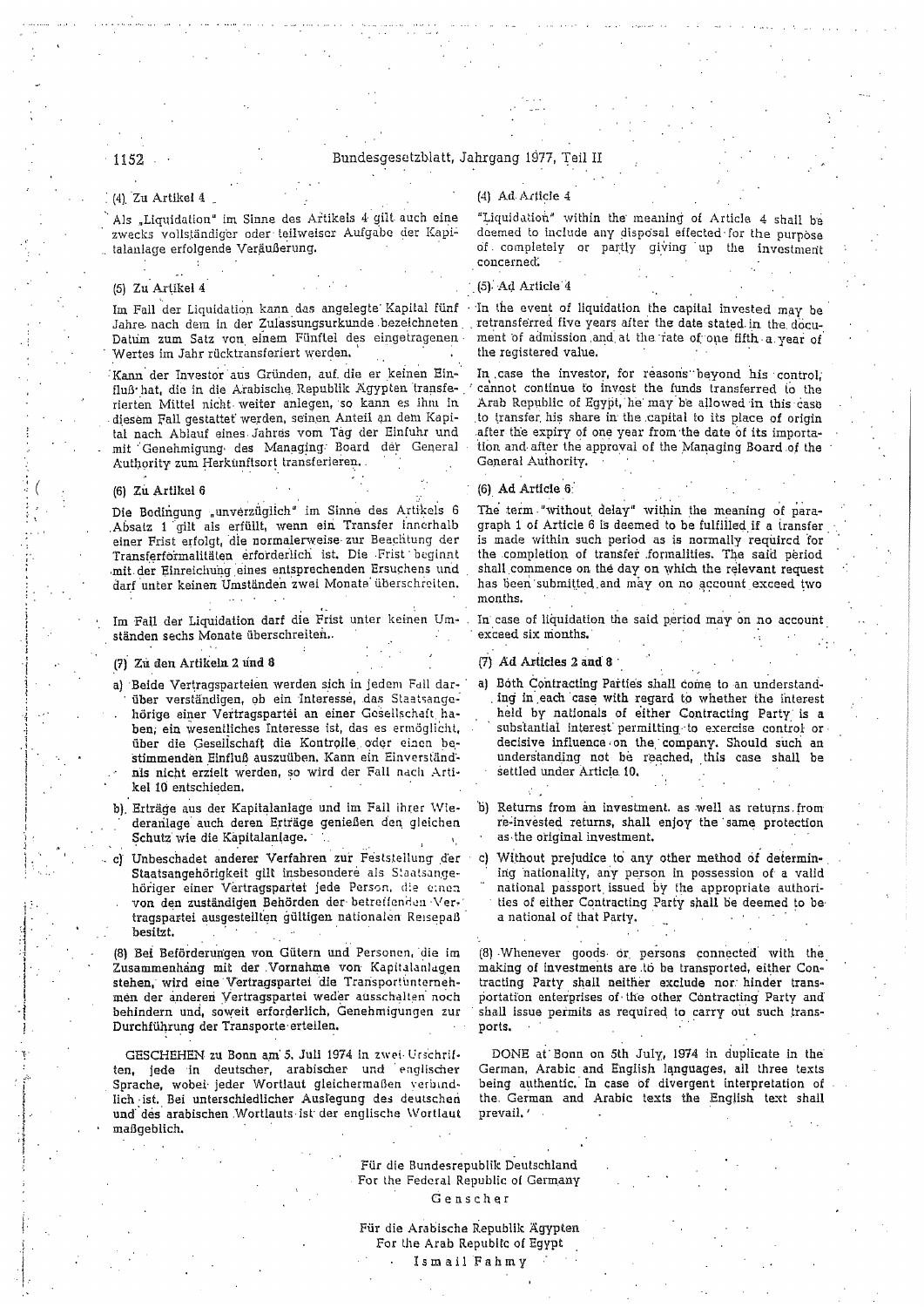(4) Zu Artikel 4

Als „Liquidation" im Sinne des Artikels 4 gilt auch eine zwecks vollständiger oder teilweiser Aufgabe der Kapitalanlage erfolgende Veräußerung.

(5) Zu Artikel 4

Im Fall der Liquidation kann das angelegte Kapital fünf Jahre nach dem in der Zulassungsurkunde bezeichneten Datum zum Satz von einem Fünftel des eingetragenen Wertes im Jahr rücktransferiert werden.

Kann der Investor aus Gründen, auf die er keinen Einfluß hat, die in die Arabische Republik Ägypten transferierten Mittel nicht weiter anlegen, so kann es ihm in diesem Fall gestattet werden, seinen Anteil an dem Kapital nach Ablauf eines Jahres vom Tag der Einfuhr und mit Genehmigung des Managing Board der General Authority zum Herkunftsort transferieren.

(6) Zu Artikel 6

Die Bedingung „unverzüglich" im Sinne des Artikels 6 Absatz 1 gilt als erfüllt, wenn ein Transfer innerhalb einer Frist erfolgt, die normalerweise zur Beachtung der Transferformalitäten erforderlich ist. Die Frist beginnt mit der Einreichung eines entsprechenden Ersuchens und darf unter keinen Umständen zwei Monate überschreiten.

Im Fall der Liquidation darf die Frist unter keinen Umständen sechs Monate überschreiten.

(7) Zu den Artikeln 2 und 8

a) Beide Vertragsparteien werden sich in jedem Fall darüber verständigen, ob ein Interesse, das Staatsangehörige einer Vertragspartei an einer Gesellschaft haben, ein wesentliches Interesse ist, das es ermöglicht, über die Gesellschaft die Kontrolle oder einen bestimmenden Einfluß auszuüben. Kann ein Einverständnis nicht erzielt werden, so wird der Fall nach Artikel 10 entschieden.

b) Erträge aus der Kapitalanlage und im Fall ihrer Wiederanlage auch deren Erträge genießen den gleichen Schutz wie die Kapitalanlage.

c) Unbeschadet anderer Verfahren zur Feststellung der Staatsangehörigkeit gilt insbesondere als Staatsangehöriger einer Vertragspartei jede Person, die einen von den zuständigen Behörden der betreffenden Vertragspartei ausgestellten gültigen nationalen Reisepaß besitzt.

(8) Bei Beförderungen von Gütern und Personen, die im Zusammenhang mit der Vornahme von Kapitalanlagen stehen, wird eine Vertragspartei die Transportunternehmen der anderen Vertragspartei weder ausschalten noch behindern und, soweit erforderlich, Genehmigungen zur Durchführung der Transporte erteilen.

GESCHEHEN zu Bonn am 5. Juli 1974 in zwei Urschriften, jede in deutscher, arabischer und englischer Sprache, wobei jeder Wortlaut gleichermaßen verbindlich ist. Bei unterschiedlicher Auslegung des deutschen und des arabischen Wortlauts ist der englische Wortlaut maßgeblich.

(4) Ad Article 4

"Liquidation" within the meaning of Article 4 shall be deemed to include any disposal effected for the purpose of completely or partly giving up the investment concerned.

(5) Ad Article 4

In the event of liquidation the capital invested may be retransferred five years after the date stated in the document of admission and at the rate of one fifth a year of the registered value.

In case the investor, for reasons beyond his control, cannot continue to invest the funds transferred to the Arab Republic of Egypt, he may be allowed in this case to transfer his share in the capital to its place of origin after the expiry of one year from the date of its importation and after the approval of the Managing Board of the General Authority.

(6) Ad Article 6

The term "without delay" within the meaning of paragraph 1 of Article 6 is deemed to be fulfilled if a transfer is made within such period as is normally required for the completion of transfer formalities. The said period shall commence on the day on which the relevant request has been submitted and may on no account exceed two months.

In case of liquidation the said period may on no account exceed six months.

(7) Ad Articles 2 and 8

a) Both Contracting Parties shall come to an understanding in each case with regard to whether the interest held by nationals of either Contracting Party is a substantial interest permitting to exercise control or decisive influence on the company. Should such an understanding not be reached, this case shall be settled under Article 10.

b) Returns from an investment as well as returns from re-invested returns, shall enjoy the same protection as the original investment.

c) Without prejudice to any other method of determining nationality, any person in possession of a valid national passport issued by the appropriate authorities of either Contracting Party shall be deemed to be a national of that Party.

(8) Whenever goods or persons connected with the making of investments are to be transported, either Contracting Party shall neither exclude nor hinder transportation enterprises of the other Contracting Party and shall issue permits as required to carry out such transports.

DONE at Bonn on 5th July, 1974 in duplicate in the German, Arabic and English languages, all three texts being authentic. In case of divergent interpretation of the German and Arabic texts the English text shall prevail.

Für die Bundesrepublik Deutschland
For the Federal Republic of Germany
Genscher

Für die Arabische Republik Ägypten
For the Arab Republic of Egypt
Ismail Fahmy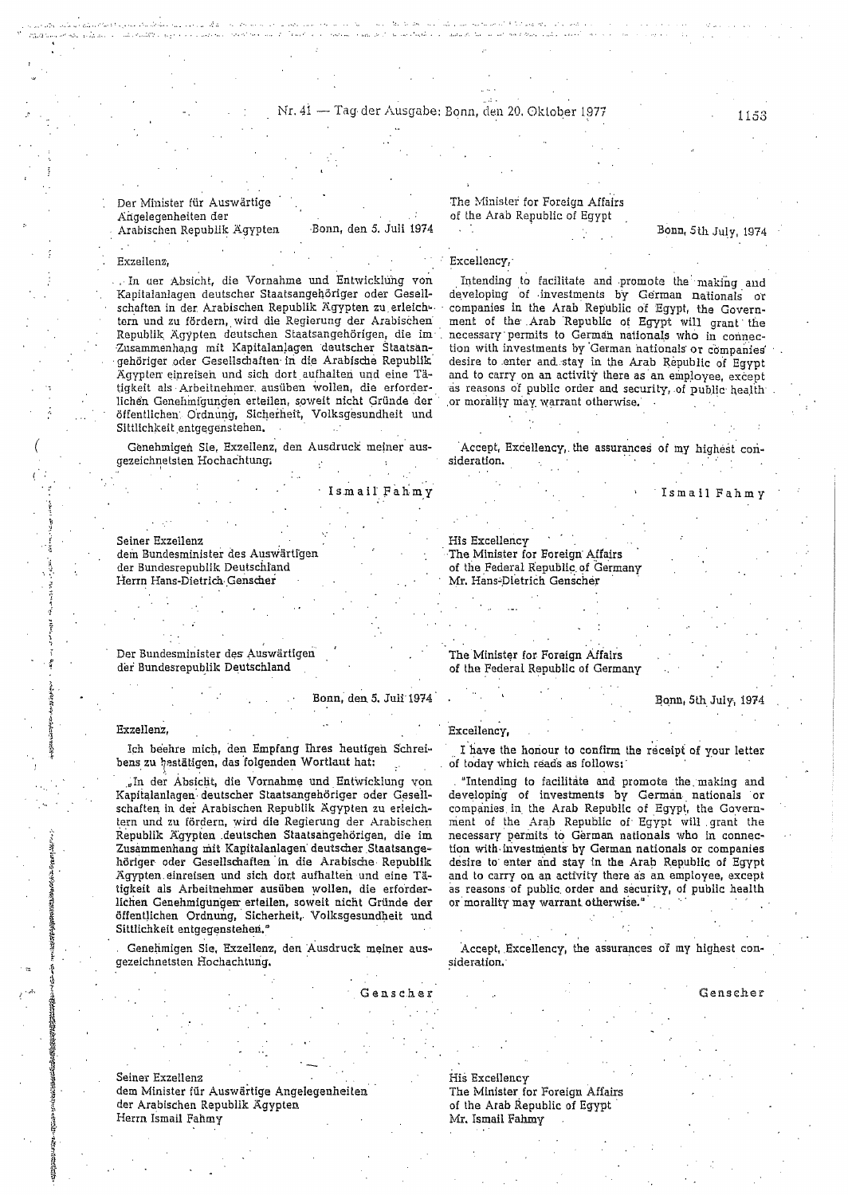Der Minister für Auswärtige Angelegenheiten der Arabischen Republik Ägypten

Bonn, den 5. Juli 1974

Exzellenz,

In der Absicht, die Vornahme und Entwicklung von Kapitalanlagen deutscher Staatsangehöriger oder Gesellschaften in der Arabischen Republik Ägypten zu erleichtern und zu fördern, wird die Regierung der Arabischen Republik Ägypten deutschen Staatsangehörigen, die im Zusammenhang mit Kapitalanlagen deutscher Staatsangehöriger oder Gesellschaften in die Arabische Republik Ägypten einreisen und sich dort aufhalten und eine Tätigkeit als Arbeitnehmer ausüben wollen, die erforderlichen Genehmigungen erteilen, soweit nicht Gründe der öffentlichen Ordnung, Sicherheit, Volksgesundheit und Sittlichkeit entgegenstehen.

Genehmigen Sie, Exzellenz, den Ausdruck meiner ausgezeichnetsten Hochachtung.

Ismail Fahmy

Seiner Exzellenz
dem Bundesminister des Auswärtigen
der Bundesrepublik Deutschland
Herrn Hans-Dietrich Genscher

---

Der Bundesminister des Auswärtigen der Bundesrepublik Deutschland

Bonn, den 5. Juli 1974

Exzellenz,

Ich beehre mich, den Empfang Ihres heutigen Schreibens zu bestätigen, das folgenden Wortlaut hat:

„In der Absicht, die Vornahme und Entwicklung von Kapitalanlagen deutscher Staatsangehöriger oder Gesellschaften in der Arabischen Republik Ägypten zu erleichtern und zu fördern, wird die Regierung der Arabischen Republik Ägypten deutschen Staatsangehörigen, die im Zusammenhang mit Kapitalanlagen deutscher Staatsangehöriger oder Gesellschaften in die Arabische Republik Ägypten einreisen und sich dort aufhalten und eine Tätigkeit als Arbeitnehmer ausüben wollen, die erforderlichen Genehmigungen erteilen, soweit nicht Gründe der öffentlichen Ordnung, Sicherheit, Volksgesundheit und Sittlichkeit entgegenstehen."

Genehmigen Sie, Exzellenz, den Ausdruck meiner ausgezeichnetsten Hochachtung.

Genscher

Seiner Exzellenz
dem Minister für Auswärtige Angelegenheiten
der Arabischen Republik Ägypten
Herrn Ismail Fahmy

---

The Minister for Foreign Affairs of the Arab Republic of Egypt

Bonn, 5th July, 1974

Excellency,

Intending to facilitate and promote the making and developing of investments by German nationals or companies in the Arab Republic of Egypt, the Government of the Arab Republic of Egypt will grant the necessary permits to German nationals who in connection with investments by German nationals or companies desire to enter and stay in the Arab Republic of Egypt and to carry on an activity there as an employee, except as reasons of public order and security, of public health or morality may warrant otherwise.

Accept, Excellency, the assurances of my highest consideration.

Ismail Fahmy

His Excellency
The Minister for Foreign Affairs
of the Federal Republic of Germany
Mr. Hans-Dietrich Genscher

---

The Minister for Foreign Affairs of the Federal Republic of Germany

Bonn, 5th July, 1974

Excellency,

I have the honour to confirm the receipt of your letter of today which reads as follows:

"Intending to facilitate and promote the making and developing of investments by German nationals or companies in the Arab Republic of Egypt, the Government of the Arab Republic of Egypt will grant the necessary permits to German nationals who in connection with investments by German nationals or companies desire to enter and stay in the Arab Republic of Egypt and to carry on an activity there as an employee, except as reasons of public order and security, of public health or morality may warrant otherwise."

Accept, Excellency, the assurances of my highest consideration.

Genscher

His Excellency
The Minister for Foreign Affairs
of the Arab Republic of Egypt
Mr. Ismail Fahmy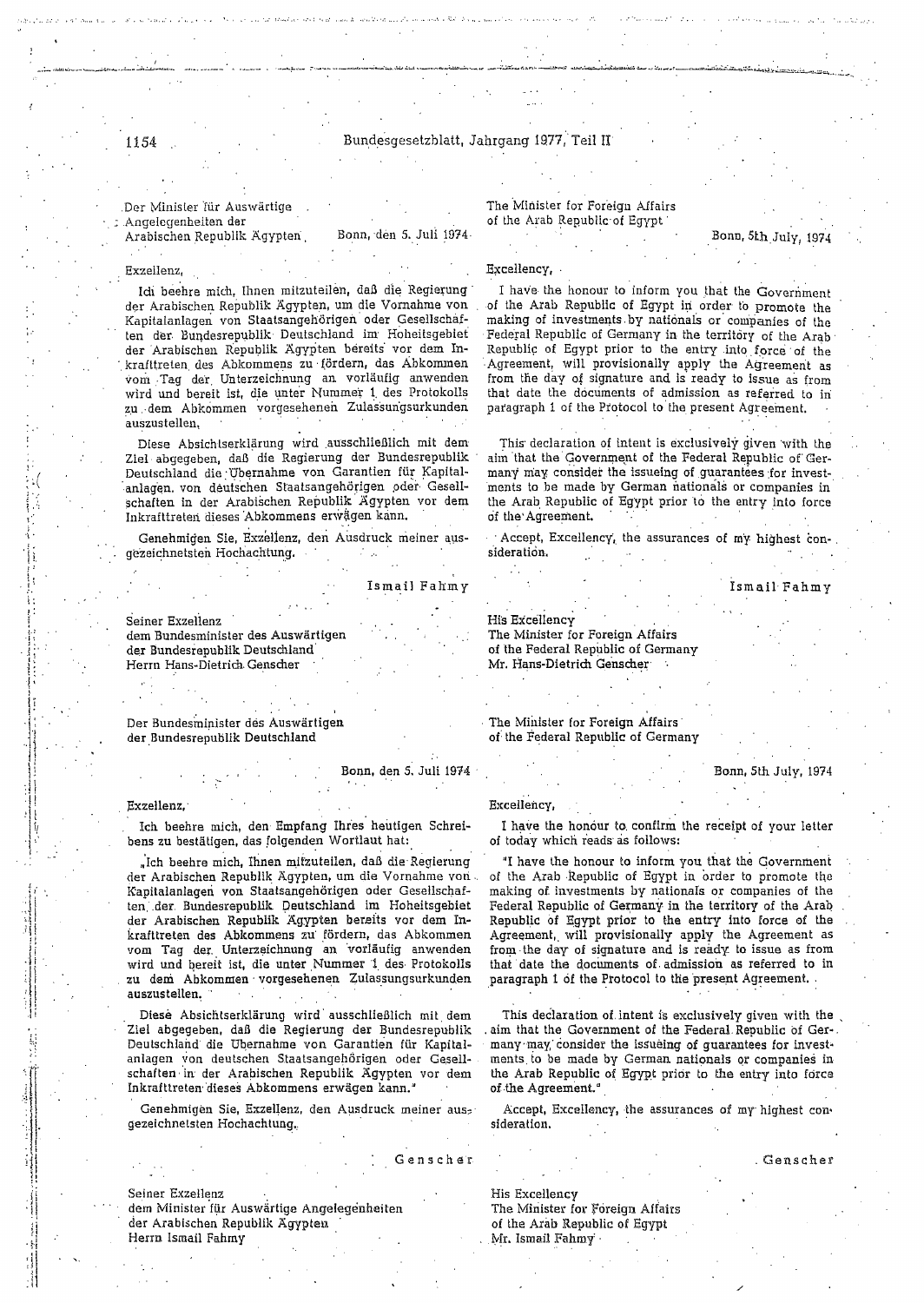Der Minister für Auswärtige Angelegenheiten der Arabischen Republik Ägypten

Bonn, den 5. Juli 1974

Exzellenz,

Ich beehre mich, Ihnen mitzuteilen, daß die Regierung der Arabischen Republik Ägypten, um die Vornahme von Kapitalanlagen von Staatsangehörigen oder Gesellschaften der Bundesrepublik Deutschland im Hoheitsgebiet der Arabischen Republik Ägypten bereits vor dem Inkrafttreten des Abkommens zu fördern, das Abkommen vom Tag der Unterzeichnung an vorläufig anwenden wird und bereit ist, die unter Nummer 1 des Protokolls zu dem Abkommen vorgesehenen Zulassungsurkunden auszustellen.

Diese Absichtserklärung wird ausschließlich mit dem Ziel abgegeben, daß die Regierung der Bundesrepublik Deutschland die Übernahme von Garantien für Kapitalanlagen von deutschen Staatsangehörigen oder Gesellschaften in der Arabischen Republik Ägypten vor dem Inkrafttreten dieses Abkommens erwägen kann.

Genehmigen Sie, Exzellenz, den Ausdruck meiner ausgezeichnetsten Hochachtung.

Ismail Fahmy

Seiner Exzellenz
dem Bundesminister des Auswärtigen
der Bundesrepublik Deutschland
Herrn Hans-Dietrich Genscher

The Minister for Foreign Affairs of the Arab Republic of Egypt

Bonn, 5th July, 1974

Excellency,

I have the honour to inform you that the Government of the Arab Republic of Egypt in order to promote the making of investments by nationals or companies of the Federal Republic of Germany in the territory of the Arab Republic of Egypt prior to the entry into force of the Agreement, will provisionally apply the Agreement as from the day of signature and is ready to issue as from that date the documents of admission as referred to in paragraph 1 of the Protocol to the present Agreement.

This declaration of intent is exclusively given with the aim that the Government of the Federal Republic of Germany may consider the issueing of guarantees for investments to be made by German nationals or companies in the Arab Republic of Egypt prior to the entry into force of the Agreement.

Accept, Excellency, the assurances of my highest consideration.

Ismail Fahmy

His Excellency
The Minister for Foreign Affairs
of the Federal Republic of Germany
Mr. Hans-Dietrich Genscher

Der Bundesminister des Auswärtigen der Bundesrepublik Deutschland

Bonn, den 5. Juli 1974

Exzellenz,

Ich beehre mich, den Empfang Ihres heutigen Schreibens zu bestätigen, das folgenden Wortlaut hat:

„Ich beehre mich, Ihnen mitzuteilen, daß die Regierung der Arabischen Republik Ägypten, um die Vornahme von Kapitalanlagen von Staatsangehörigen oder Gesellschaften der Bundesrepublik Deutschland im Hoheitsgebiet der Arabischen Republik Ägypten bereits vor dem Inkrafttreten des Abkommens zu fördern, das Abkommen vom Tag der Unterzeichnung an vorläufig anwenden wird und bereit ist, die unter Nummer 1 des Protokolls zu dem Abkommen vorgesehenen Zulassungsurkunden auszustellen.

Diese Absichtserklärung wird ausschließlich mit dem Ziel abgegeben, daß die Regierung der Bundesrepublik Deutschland die Übernahme von Garantien für Kapitalanlagen von deutschen Staatsangehörigen oder Gesellschaften in der Arabischen Republik Ägypten vor dem Inkrafttreten dieses Abkommens erwägen kann."

Genehmigen Sie, Exzellenz, den Ausdruck meiner ausgezeichnetsten Hochachtung.

Genscher

Seiner Exzellenz
dem Minister für Auswärtige Angelegenheiten
der Arabischen Republik Ägypten
Herrn Ismail Fahmy

The Minister for Foreign Affairs of the Federal Republic of Germany

Bonn, 5th July, 1974

Excellency,

I have the honour to confirm the receipt of your letter of today which reads as follows:

"I have the honour to inform you that the Government of the Arab Republic of Egypt in order to promote the making of investments by nationals or companies of the Federal Republic of Germany in the territory of the Arab Republic of Egypt prior to the entry into force of the Agreement, will provisionally apply the Agreement as from the day of signature and is ready to issue as from that date the documents of admission as referred to in paragraph 1 of the Protocol to the present Agreement.

This declaration of intent is exclusively given with the aim that the Government of the Federal Republic of Germany may consider the issueing of guarantees for investments to be made by German nationals or companies in the Arab Republic of Egypt prior to the entry into force of the Agreement."

Accept, Excellency, the assurances of my highest consideration.

Genscher

His Excellency
The Minister for Foreign Affairs
of the Arab Republic of Egypt
Mr. Ismail Fahmy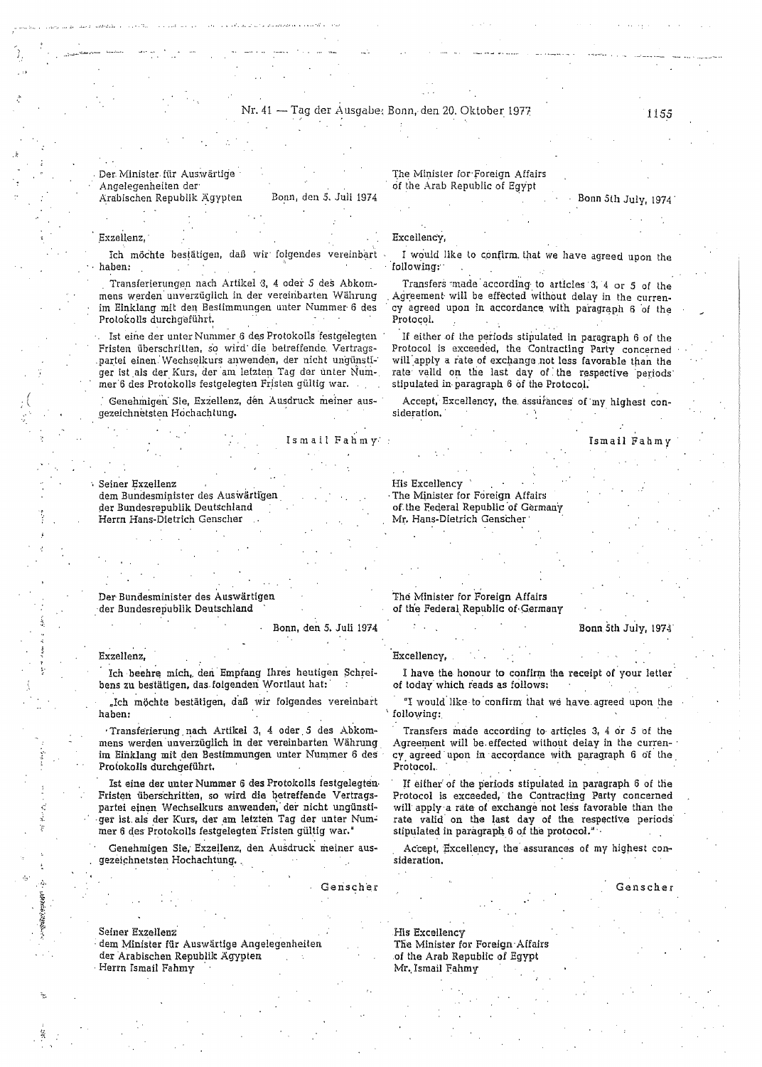Der Minister für Auswärtige Angelegenheiten der Arabischen Republik Ägypten

Bonn, den 5. Juli 1974

Exzellenz,

Ich möchte bestätigen, daß wir folgendes vereinbart haben:

Transferierungen nach Artikel 3, 4 oder 5 des Abkommens werden unverzüglich in der vereinbarten Währung im Einklang mit den Bestimmungen unter Nummer 6 des Protokolls durchgeführt.

Ist eine der unter Nummer 6 des Protokolls festgelegten Fristen überschritten, so wird die betreffende Vertragspartei einen Wechselkurs anwenden, der nicht ungünstiger ist als der Kurs, der am letzten Tag der unter Nummer 6 des Protokolls festgelegten Fristen gültig war.

Genehmigen Sie, Exzellenz, den Ausdruck meiner ausgezeichnetsten Hochachtung.

Ismail Fahmy

Seiner Exzellenz
dem Bundesminister des Auswärtigen
der Bundesrepublik Deutschland
Herrn Hans-Dietrich Genscher

The Minister for Foreign Affairs of the Arab Republic of Egypt

Bonn 5th July, 1974

Excellency,

I would like to confirm that we have agreed upon the following:

Transfers made according to articles 3, 4 or 5 of the Agreement will be effected without delay in the currency agreed upon in accordance with paragraph 6 of the Protocol.

If either of the periods stipulated in paragraph 6 of the Protocol is exceeded, the Contracting Party concerned will apply a rate of exchange not less favorable than the rate valid on the last day of the respective periods stipulated in paragraph 6 of the Protocol.

Accept, Excellency, the assurances of my highest consideration.

Ismail Fahmy

His Excellency
The Minister for Foreign Affairs
of the Federal Republic of Germany
Mr. Hans-Dietrich Genscher

Der Bundesminister des Auswärtigen der Bundesrepublik Deutschland

Bonn, den 5. Juli 1974

Exzellenz,

Ich beehre mich, den Empfang Ihres heutigen Schreibens zu bestätigen, das folgenden Wortlaut hat:

„Ich möchte bestätigen, daß wir folgendes vereinbart haben:

Transferierung nach Artikel 3, 4 oder 5 des Abkommens werden unverzüglich in der vereinbarten Währung im Einklang mit den Bestimmungen unter Nummer 6 des Protokolls durchgeführt.

Ist eine der unter Nummer 6 des Protokolls festgelegten Fristen überschritten, so wird die betreffende Vertragspartei einen Wechselkurs anwenden, der nicht ungünstiger ist als der Kurs, der am letzten Tag der unter Nummer 6 des Protokolls festgelegten Fristen gültig war."

Genehmigen Sie, Exzellenz, den Ausdruck meiner ausgezeichnetsten Hochachtung.

Genscher

Seiner Exzellenz
dem Minister für Auswärtige Angelegenheiten
der Arabischen Republik Ägypten
Herrn Ismail Fahmy

The Minister for Foreign Affairs of the Federal Republic of Germany

Bonn 5th July, 1974

Excellency,

I have the honour to confirm the receipt of your letter of today which reads as follows:

"I would like to confirm that we have agreed upon the following:

Transfers made according to articles 3, 4 or 5 of the Agreement will be effected without delay in the currency agreed upon in accordance with paragraph 6 of the Protocol.

If either of the periods stipulated in paragraph 6 of the Protocol is exceeded, the Contracting Party concerned will apply a rate of exchange not less favorable than the rate valid on the last day of the respective periods stipulated in paragraph 6 of the protocol."

Accept, Excellency, the assurances of my highest consideration.

Genscher

His Excellency
The Minister for Foreign Affairs
of the Arab Republic of Egypt
Mr. Ismail Fahmy